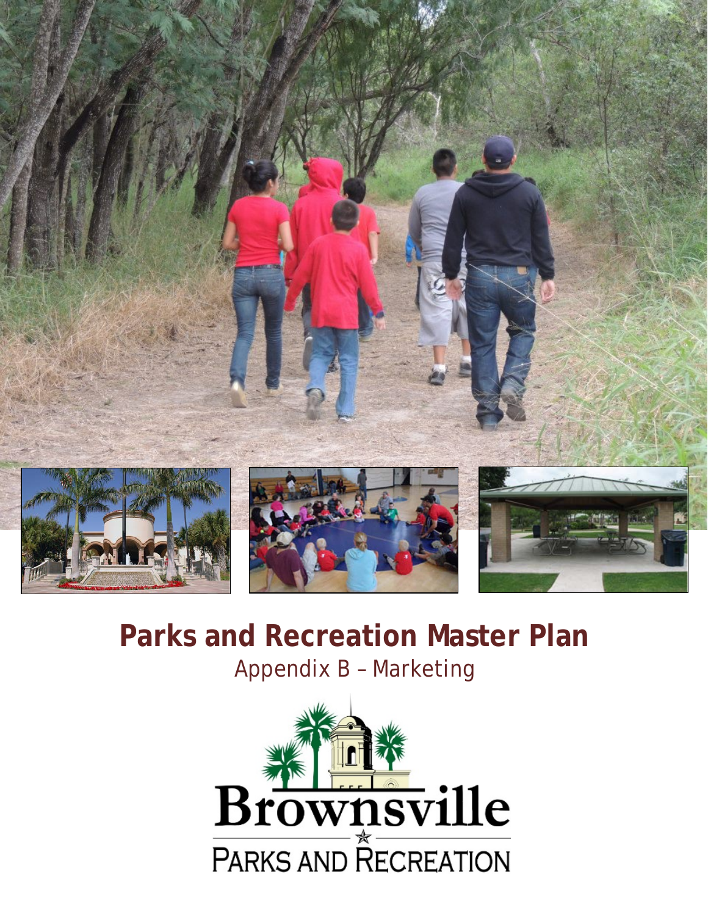# Parks and Recreation Master Plan

Appendix B – Marketing

Brownsville

PARKS AND RECREATION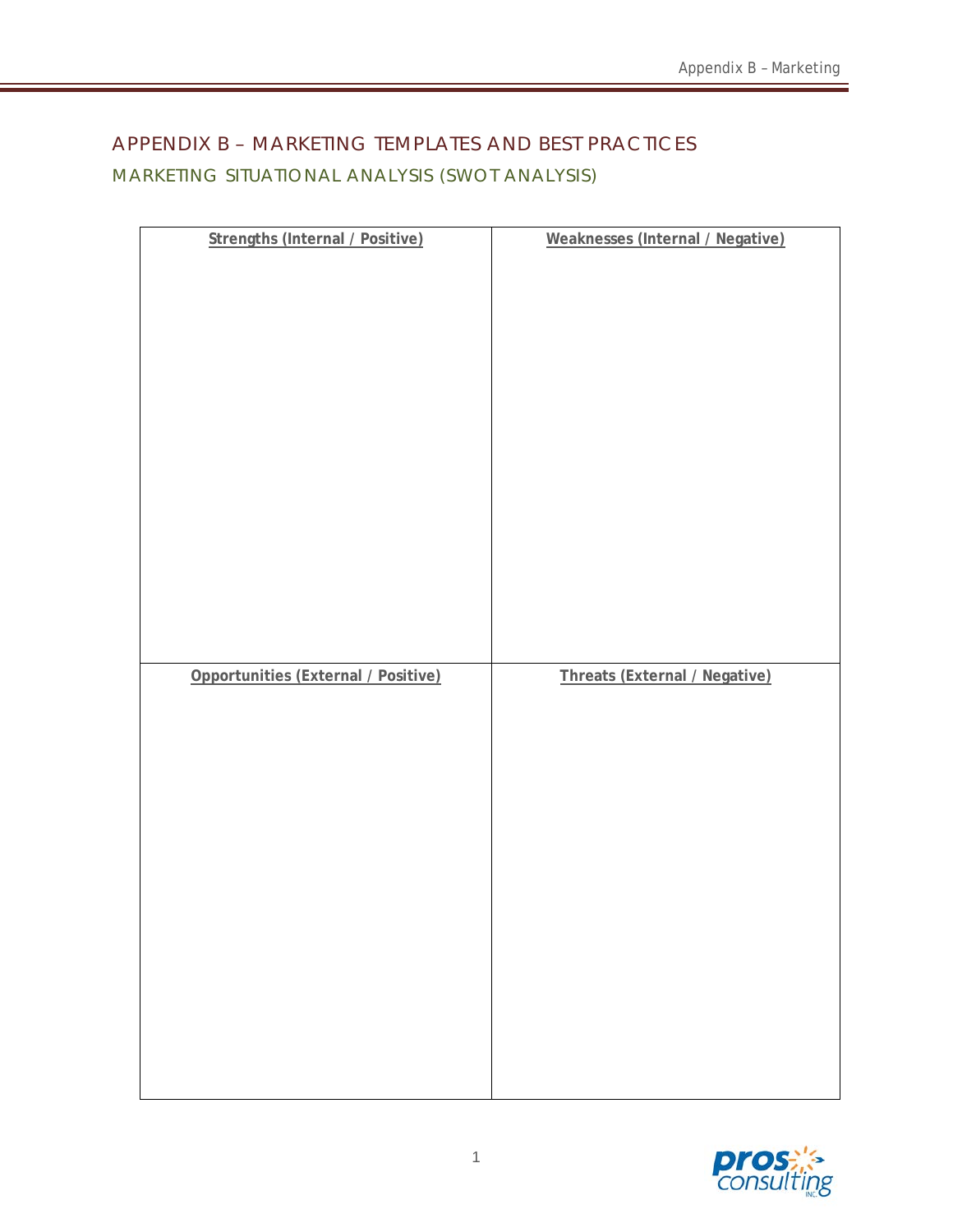# APPENDIX B – MARKETING TEMPLATES AND BEST PRACTICES

## MARKETING SITUATIONAL ANALYSIS (SWOT ANALYSIS)

| **Strengths (Internal / Positive)** | **Weaknesses (Internal / Negative)** |
| --- | --- |
| | |
| **Opportunities (External / Positive)** | **Threats (External / Negative)** |
| | |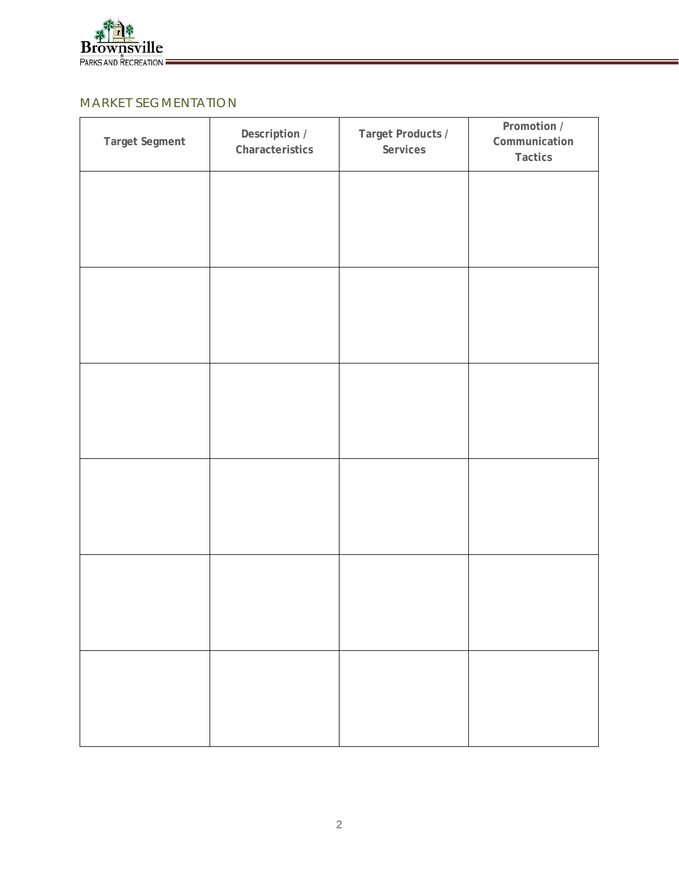## MARKET SEGMENTATION

| Target Segment | Description / Characteristics | Target Products / Services | Promotion / Communication Tactics |
|---|---|---|---|
| | | | |
| | | | |
| | | | |
| | | | |
| | | | |
| | | | |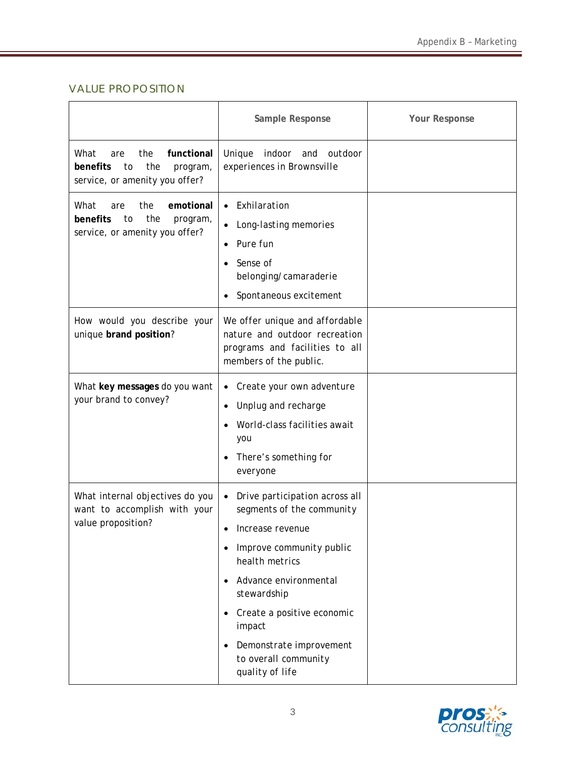## VALUE PROPOSITION

| | Sample Response | Your Response |
|---|---|---|
| What are the **functional benefits** to the program, service, or amenity you offer? | Unique indoor and outdoor experiences in Brownsville | |
| What are the **emotional benefits** to the program, service, or amenity you offer? | • Exhilaration<br>• Long-lasting memories<br>• Pure fun<br>• Sense of belonging/camaraderie<br>• Spontaneous excitement | |
| How would you describe your unique **brand position**? | We offer unique and affordable nature and outdoor recreation programs and facilities to all members of the public. | |
| What **key messages** do you want your brand to convey? | • Create your own adventure<br>• Unplug and recharge<br>• World-class facilities await you<br>• There's something for everyone | |
| What internal objectives do you want to accomplish with your value proposition? | • Drive participation across all segments of the community<br>• Increase revenue<br>• Improve community public health metrics<br>• Advance environmental stewardship<br>• Create a positive economic impact<br>• Demonstrate improvement to overall community quality of life | |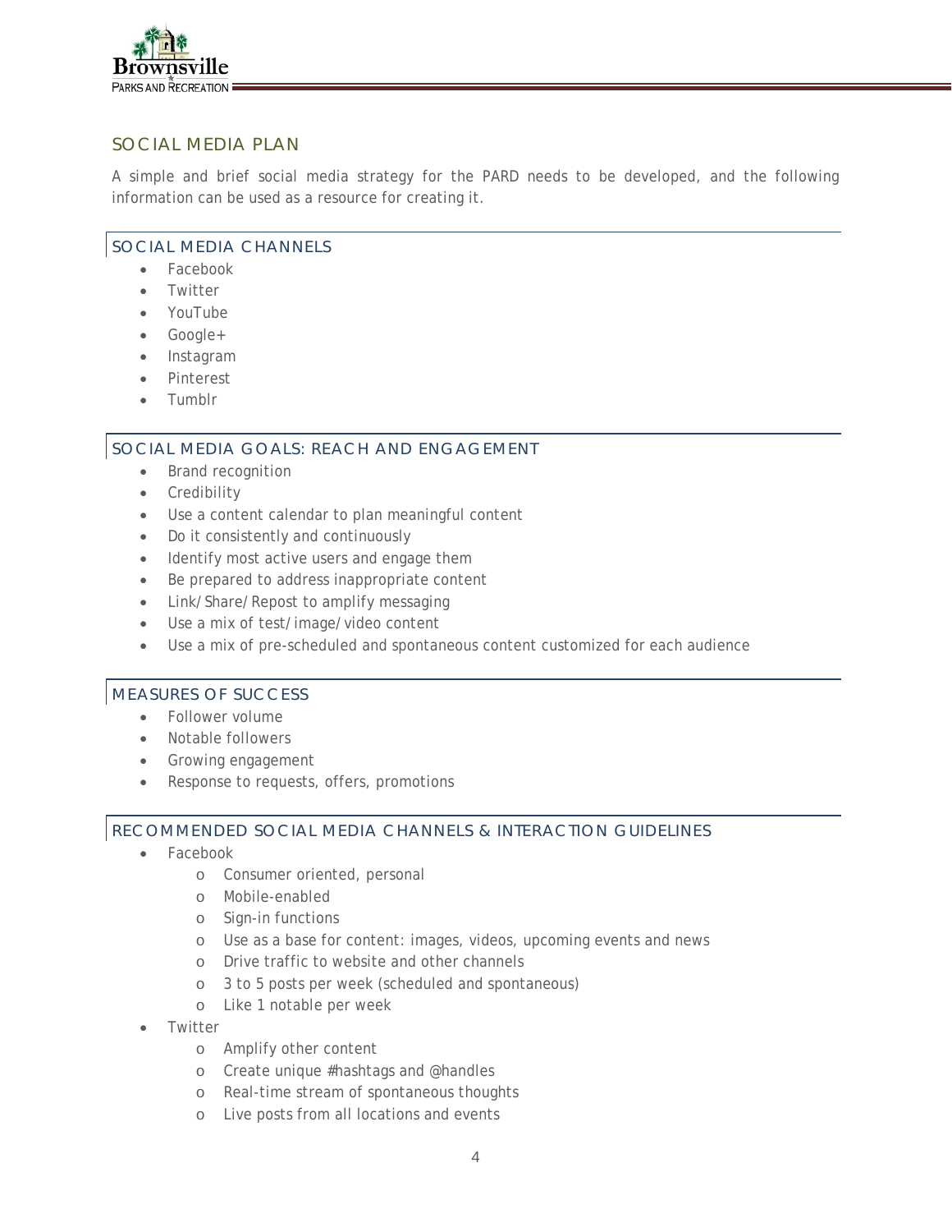## SOCIAL MEDIA PLAN

A simple and brief social media strategy for the PARD needs to be developed, and the following information can be used as a resource for creating it.

### SOCIAL MEDIA CHANNELS

- Facebook
- Twitter
- YouTube
- Google+
- Instagram
- Pinterest
- Tumblr

### SOCIAL MEDIA GOALS: REACH AND ENGAGEMENT

- Brand recognition
- Credibility
- Use a content calendar to plan meaningful content
- Do it consistently and continuously
- Identify most active users and engage them
- Be prepared to address inappropriate content
- Link/Share/Repost to amplify messaging
- Use a mix of test/image/video content
- Use a mix of pre-scheduled and spontaneous content customized for each audience

### MEASURES OF SUCCESS

- Follower volume
- Notable followers
- Growing engagement
- Response to requests, offers, promotions

### RECOMMENDED SOCIAL MEDIA CHANNELS & INTERACTION GUIDELINES

- Facebook
  - Consumer oriented, personal
  - Mobile-enabled
  - Sign-in functions
  - Use as a base for content: images, videos, upcoming events and news
  - Drive traffic to website and other channels
  - 3 to 5 posts per week (scheduled and spontaneous)
  - Like 1 notable per week
- Twitter
  - Amplify other content
  - Create unique #hashtags and @handles
  - Real-time stream of spontaneous thoughts
  - Live posts from all locations and events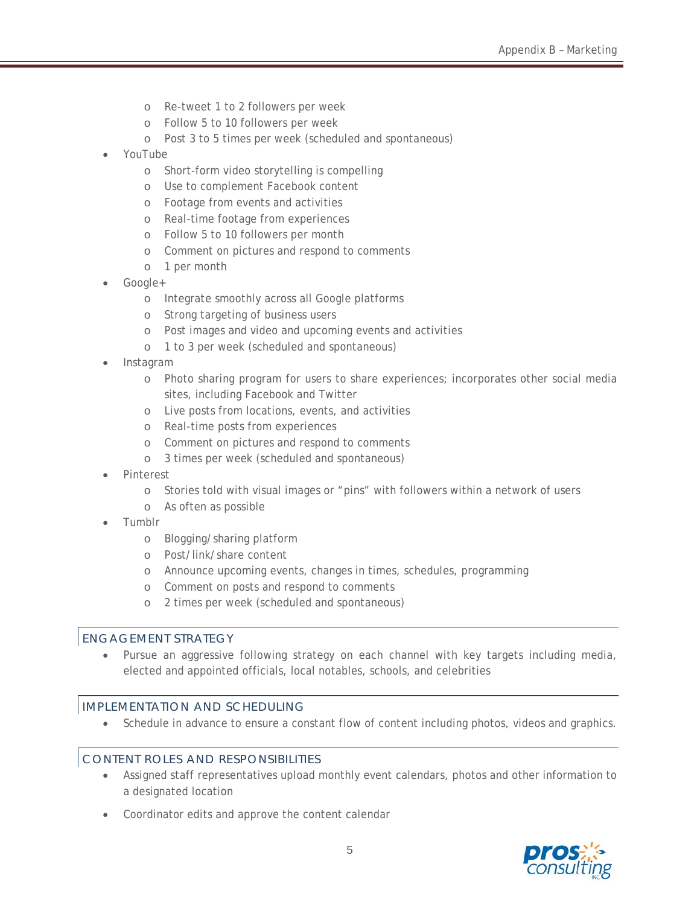- Re-tweet 1 to 2 followers per week
  - Follow 5 to 10 followers per week
  - Post 3 to 5 times per week (scheduled and spontaneous)
- YouTube
  - Short-form video storytelling is compelling
  - Use to complement Facebook content
  - Footage from events and activities
  - Real-time footage from experiences
  - Follow 5 to 10 followers per month
  - Comment on pictures and respond to comments
  - 1 per month
- Google+
  - Integrate smoothly across all Google platforms
  - Strong targeting of business users
  - Post images and video and upcoming events and activities
  - 1 to 3 per week (scheduled and spontaneous)
- Instagram
  - Photo sharing program for users to share experiences; incorporates other social media sites, including Facebook and Twitter
  - Live posts from locations, events, and activities
  - Real-time posts from experiences
  - Comment on pictures and respond to comments
  - 3 times per week (scheduled and spontaneous)
- Pinterest
  - Stories told with visual images or "pins" with followers within a network of users
  - As often as possible
- Tumblr
  - Blogging/sharing platform
  - Post/link/share content
  - Announce upcoming events, changes in times, schedules, programming
  - Comment on posts and respond to comments
  - 2 times per week (scheduled and spontaneous)

## ENGAGEMENT STRATEGY

- Pursue an aggressive following strategy on each channel with key targets including media, elected and appointed officials, local notables, schools, and celebrities

## IMPLEMENTATION AND SCHEDULING

- Schedule in advance to ensure a constant flow of content including photos, videos and graphics.

## CONTENT ROLES AND RESPONSIBILITIES

- Assigned staff representatives upload monthly event calendars, photos and other information to a designated location
- Coordinator edits and approve the content calendar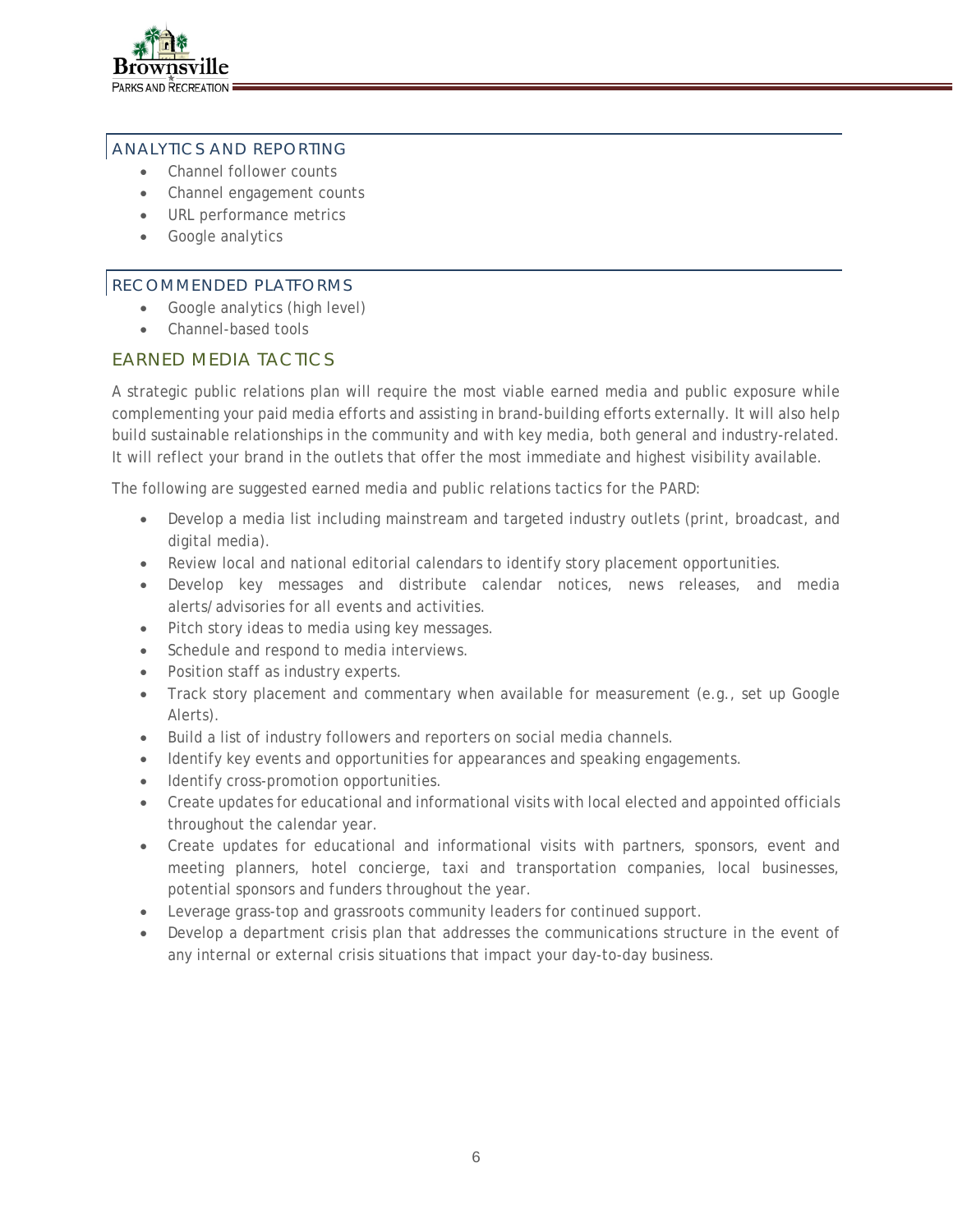## ANALYTICS AND REPORTING

- Channel follower counts
- Channel engagement counts
- URL performance metrics
- Google analytics

## RECOMMENDED PLATFORMS

- Google analytics (high level)
- Channel-based tools

## EARNED MEDIA TACTICS

A strategic public relations plan will require the most viable earned media and public exposure while complementing your paid media efforts and assisting in brand-building efforts externally. It will also help build sustainable relationships in the community and with key media, both general and industry-related. It will reflect your brand in the outlets that offer the most immediate and highest visibility available.

The following are suggested earned media and public relations tactics for the PARD:

- Develop a media list including mainstream and targeted industry outlets (print, broadcast, and digital media).
- Review local and national editorial calendars to identify story placement opportunities.
- Develop key messages and distribute calendar notices, news releases, and media alerts/advisories for all events and activities.
- Pitch story ideas to media using key messages.
- Schedule and respond to media interviews.
- Position staff as industry experts.
- Track story placement and commentary when available for measurement (e.g., set up Google Alerts).
- Build a list of industry followers and reporters on social media channels.
- Identify key events and opportunities for appearances and speaking engagements.
- Identify cross-promotion opportunities.
- Create updates for educational and informational visits with local elected and appointed officials throughout the calendar year.
- Create updates for educational and informational visits with partners, sponsors, event and meeting planners, hotel concierge, taxi and transportation companies, local businesses, potential sponsors and funders throughout the year.
- Leverage grass-top and grassroots community leaders for continued support.
- Develop a department crisis plan that addresses the communications structure in the event of any internal or external crisis situations that impact your day-to-day business.